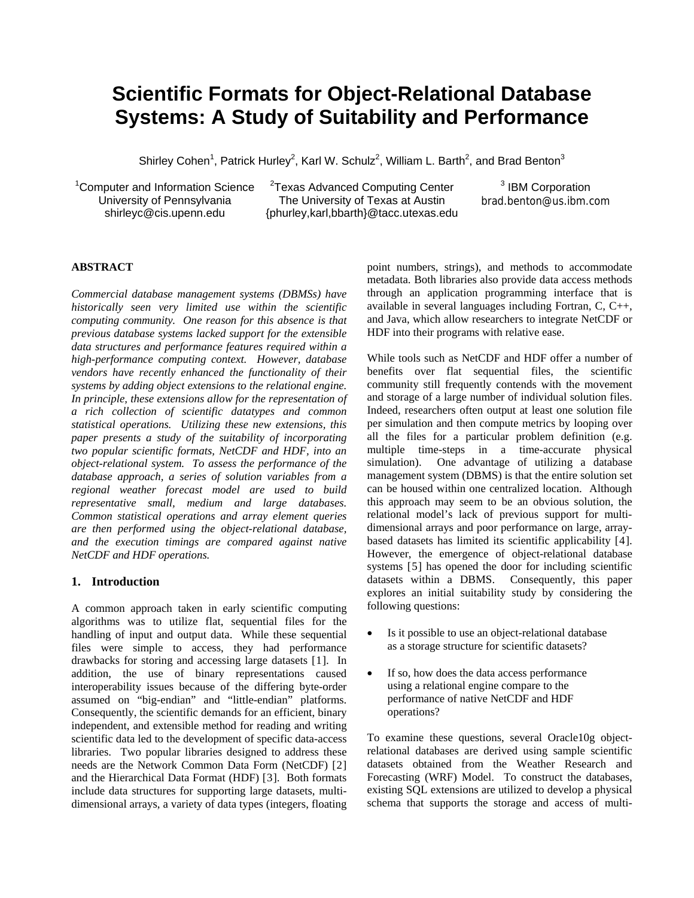# Scientific Formats for Object-Relational Database Systems: A Study of Suitability and Performance

Shirley Cohen[1], Patrick Hurley[2], Karl W. Schulz[2], William L. Barth[2], and Brad Benton[3]

[1]Computer and Information Science
University of Pennsylvania
shirleyc@cis.upenn.edu

[2]Texas Advanced Computing Center
The University of Texas at Austin
{phurley,karl,bbarth}@tacc.utexas.edu

[3] IBM Corporation
brad.benton@us.ibm.com

**ABSTRACT**

*Commercial database management systems (DBMSs) have historically seen very limited use within the scientific computing community. One reason for this absence is that previous database systems lacked support for the extensible data structures and performance features required within a high-performance computing context. However, database vendors have recently enhanced the functionality of their systems by adding object extensions to the relational engine. In principle, these extensions allow for the representation of a rich collection of scientific datatypes and common statistical operations. Utilizing these new extensions, this paper presents a study of the suitability of incorporating two popular scientific formats, NetCDF and HDF, into an object-relational system. To assess the performance of the database approach, a series of solution variables from a regional weather forecast model are used to build representative small, medium and large databases. Common statistical operations and array element queries are then performed using the object-relational database, and the execution timings are compared against native NetCDF and HDF operations.*

## 1. Introduction

A common approach taken in early scientific computing algorithms was to utilize flat, sequential files for the handling of input and output data. While these sequential files were simple to access, they had performance drawbacks for storing and accessing large datasets [1]. In addition, the use of binary representations caused interoperability issues because of the differing byte-order assumed on "big-endian" and "little-endian" platforms. Consequently, the scientific demands for an efficient, binary independent, and extensible method for reading and writing scientific data led to the development of specific data-access libraries. Two popular libraries designed to address these needs are the Network Common Data Form (NetCDF) [2] and the Hierarchical Data Format (HDF) [3]. Both formats include data structures for supporting large datasets, multi-dimensional arrays, a variety of data types (integers, floating point numbers, strings), and methods to accommodate metadata. Both libraries also provide data access methods through an application programming interface that is available in several languages including Fortran, C, C++, and Java, which allow researchers to integrate NetCDF or HDF into their programs with relative ease.

While tools such as NetCDF and HDF offer a number of benefits over flat sequential files, the scientific community still frequently contends with the movement and storage of a large number of individual solution files. Indeed, researchers often output at least one solution file per simulation and then compute metrics by looping over all the files for a particular problem definition (e.g. multiple time-steps in a time-accurate physical simulation). One advantage of utilizing a database management system (DBMS) is that the entire solution set can be housed within one centralized location. Although this approach may seem to be an obvious solution, the relational model's lack of previous support for multi-dimensional arrays and poor performance on large, array-based datasets has limited its scientific applicability [4]. However, the emergence of object-relational database systems [5] has opened the door for including scientific datasets within a DBMS. Consequently, this paper explores an initial suitability study by considering the following questions:

- Is it possible to use an object-relational database as a storage structure for scientific datasets?
- If so, how does the data access performance using a relational engine compare to the performance of native NetCDF and HDF operations?

To examine these questions, several Oracle10g object-relational databases are derived using sample scientific datasets obtained from the Weather Research and Forecasting (WRF) Model. To construct the databases, existing SQL extensions are utilized to develop a physical schema that supports the storage and access of multi-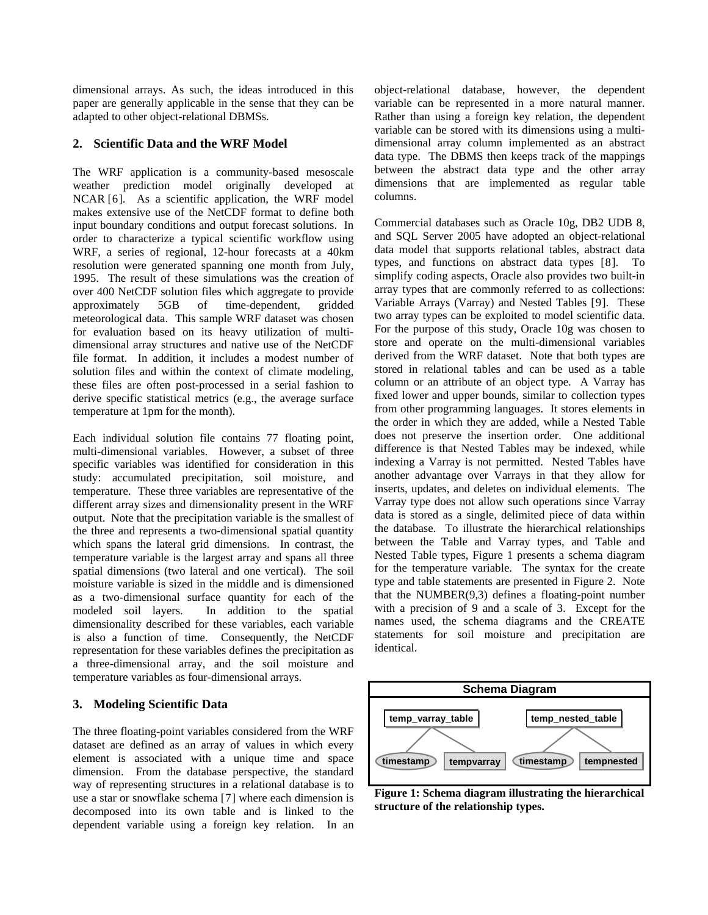dimensional arrays. As such, the ideas introduced in this paper are generally applicable in the sense that they can be adapted to other object-relational DBMSs.

## 2. Scientific Data and the WRF Model

The WRF application is a community-based mesoscale weather prediction model originally developed at NCAR [6]. As a scientific application, the WRF model makes extensive use of the NetCDF format to define both input boundary conditions and output forecast solutions. In order to characterize a typical scientific workflow using WRF, a series of regional, 12-hour forecasts at a 40km resolution were generated spanning one month from July, 1995. The result of these simulations was the creation of over 400 NetCDF solution files which aggregate to provide approximately 5GB of time-dependent, gridded meteorological data. This sample WRF dataset was chosen for evaluation based on its heavy utilization of multi-dimensional array structures and native use of the NetCDF file format. In addition, it includes a modest number of solution files and within the context of climate modeling, these files are often post-processed in a serial fashion to derive specific statistical metrics (e.g., the average surface temperature at 1pm for the month).

Each individual solution file contains 77 floating point, multi-dimensional variables. However, a subset of three specific variables was identified for consideration in this study: accumulated precipitation, soil moisture, and temperature. These three variables are representative of the different array sizes and dimensionality present in the WRF output. Note that the precipitation variable is the smallest of the three and represents a two-dimensional spatial quantity which spans the lateral grid dimensions. In contrast, the temperature variable is the largest array and spans all three spatial dimensions (two lateral and one vertical). The soil moisture variable is sized in the middle and is dimensioned as a two-dimensional surface quantity for each of the modeled soil layers. In addition to the spatial dimensionality described for these variables, each variable is also a function of time. Consequently, the NetCDF representation for these variables defines the precipitation as a three-dimensional array, and the soil moisture and temperature variables as four-dimensional arrays.

## 3. Modeling Scientific Data

The three floating-point variables considered from the WRF dataset are defined as an array of values in which every element is associated with a unique time and space dimension. From the database perspective, the standard way of representing structures in a relational database is to use a star or snowflake schema [7] where each dimension is decomposed into its own table and is linked to the dependent variable using a foreign key relation. In an object-relational database, however, the dependent variable can be represented in a more natural manner. Rather than using a foreign key relation, the dependent variable can be stored with its dimensions using a multi-dimensional array column implemented as an abstract data type. The DBMS then keeps track of the mappings between the abstract data type and the other array dimensions that are implemented as regular table columns.

Commercial databases such as Oracle 10g, DB2 UDB 8, and SQL Server 2005 have adopted an object-relational data model that supports relational tables, abstract data types, and functions on abstract data types [8]. To simplify coding aspects, Oracle also provides two built-in array types that are commonly referred to as collections: Variable Arrays (Varray) and Nested Tables [9]. These two array types can be exploited to model scientific data. For the purpose of this study, Oracle 10g was chosen to store and operate on the multi-dimensional variables derived from the WRF dataset. Note that both types are stored in relational tables and can be used as a table column or an attribute of an object type. A Varray has fixed lower and upper bounds, similar to collection types from other programming languages. It stores elements in the order in which they are added, while a Nested Table does not preserve the insertion order. One additional difference is that Nested Tables may be indexed, while indexing a Varray is not permitted. Nested Tables have another advantage over Varrays in that they allow for inserts, updates, and deletes on individual elements. The Varray type does not allow such operations since Varray data is stored as a single, delimited piece of data within the database. To illustrate the hierarchical relationships between the Table and Varray types, and Table and Nested Table types, Figure 1 presents a schema diagram for the temperature variable. The syntax for the create type and table statements are presented in Figure 2. Note that the NUMBER(9,3) defines a floating-point number with a precision of 9 and a scale of 3. Except for the names used, the schema diagrams and the CREATE statements for soil moisture and precipitation are identical.

**Schema Diagram**

temp_varray_table: timestamp, tempvarray

temp_nested_table: timestamp, tempnested

**Figure 1: Schema diagram illustrating the hierarchical structure of the relationship types.**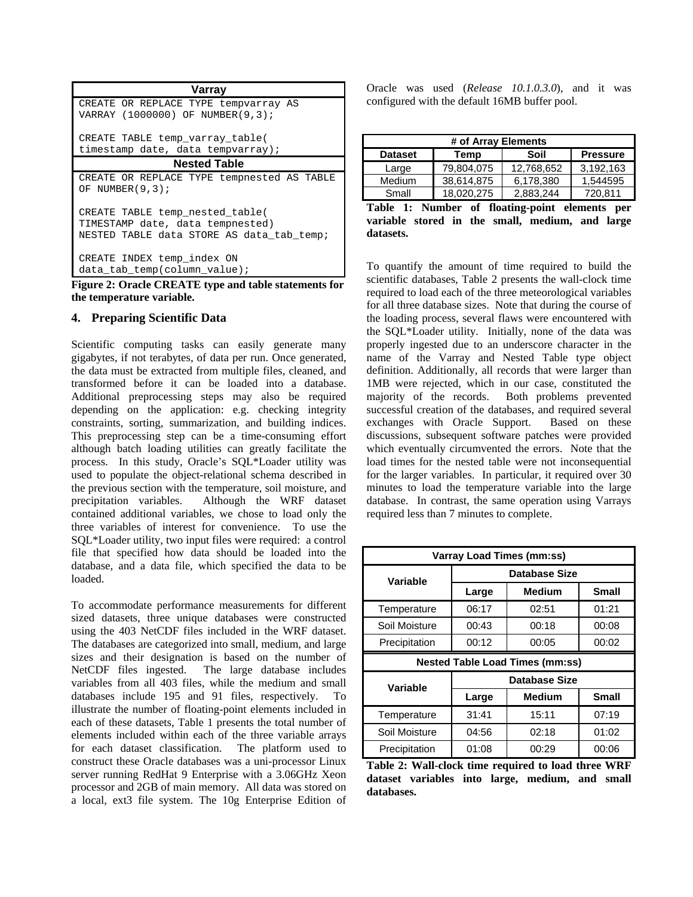| Varray |
|---|
| CREATE OR REPLACE TYPE tempvarray AS VARRAY (1000000) OF NUMBER(9,3); <br> CREATE TABLE temp_varray_table( timestamp date, data tempvarray); |
| **Nested Table** |
| CREATE OR REPLACE TYPE tempnested AS TABLE OF NUMBER(9,3); <br> CREATE TABLE temp_nested_table( TIMESTAMP date, data tempnested) NESTED TABLE data STORE AS data_tab_temp; <br> CREATE INDEX temp_index ON data_tab_temp(column_value); |

**Figure 2: Oracle CREATE type and table statements for the temperature variable.**

## 4. Preparing Scientific Data

Scientific computing tasks can easily generate many gigabytes, if not terabytes, of data per run. Once generated, the data must be extracted from multiple files, cleaned, and transformed before it can be loaded into a database. Additional preprocessing steps may also be required depending on the application: e.g. checking integrity constraints, sorting, summarization, and building indices. This preprocessing step can be a time-consuming effort although batch loading utilities can greatly facilitate the process. In this study, Oracle's SQL*Loader utility was used to populate the object-relational schema described in the previous section with the temperature, soil moisture, and precipitation variables. Although the WRF dataset contained additional variables, we chose to load only the three variables of interest for convenience. To use the SQL*Loader utility, two input files were required: a control file that specified how data should be loaded into the database, and a data file, which specified the data to be loaded.

To accommodate performance measurements for different sized datasets, three unique databases were constructed using the 403 NetCDF files included in the WRF dataset. The databases are categorized into small, medium, and large sizes and their designation is based on the number of NetCDF files ingested. The large database includes variables from all 403 files, while the medium and small databases include 195 and 91 files, respectively. To illustrate the number of floating-point elements included in each of these datasets, Table 1 presents the total number of elements included within each of the three variable arrays for each dataset classification. The platform used to construct these Oracle databases was a uni-processor Linux server running RedHat 9 Enterprise with a 3.06GHz Xeon processor and 2GB of main memory. All data was stored on a local, ext3 file system. The 10g Enterprise Edition of Oracle was used (*Release 10.1.0.3.0*), and it was configured with the default 16MB buffer pool.

| # of Array Elements | | | |
|---|---|---|---|
| **Dataset** | **Temp** | **Soil** | **Pressure** |
| Large | 79,804,075 | 12,768,652 | 3,192,163 |
| Medium | 38,614,875 | 6,178,380 | 1,544595 |
| Small | 18,020,275 | 2,883,244 | 720,811 |

**Table 1: Number of floating-point elements per variable stored in the small, medium, and large datasets.**

To quantify the amount of time required to build the scientific databases, Table 2 presents the wall-clock time required to load each of the three meteorological variables for all three database sizes. Note that during the course of the loading process, several flaws were encountered with the SQL*Loader utility. Initially, none of the data was properly ingested due to an underscore character in the name of the Varray and Nested Table type object definition. Additionally, all records that were larger than 1MB were rejected, which in our case, constituted the majority of the records. Both problems prevented successful creation of the databases, and required several exchanges with Oracle Support. Based on these discussions, subsequent software patches were provided which eventually circumvented the errors. Note that the load times for the nested table were not inconsequential for the larger variables. In particular, it required over 30 minutes to load the temperature variable into the large database. In contrast, the same operation using Varrays required less than 7 minutes to complete.

| Varray Load Times (mm:ss) | | | |
|---|---|---|---|
| **Variable** | **Database Size** | | |
| | **Large** | **Medium** | **Small** |
| Temperature | 06:17 | 02:51 | 01:21 |
| Soil Moisture | 00:43 | 00:18 | 00:08 |
| Precipitation | 00:12 | 00:05 | 00:02 |
| **Nested Table Load Times (mm:ss)** | | | |
| **Variable** | **Database Size** | | |
| | **Large** | **Medium** | **Small** |
| Temperature | 31:41 | 15:11 | 07:19 |
| Soil Moisture | 04:56 | 02:18 | 01:02 |
| Precipitation | 01:08 | 00:29 | 00:06 |

**Table 2: Wall-clock time required to load three WRF dataset variables into large, medium, and small databases.**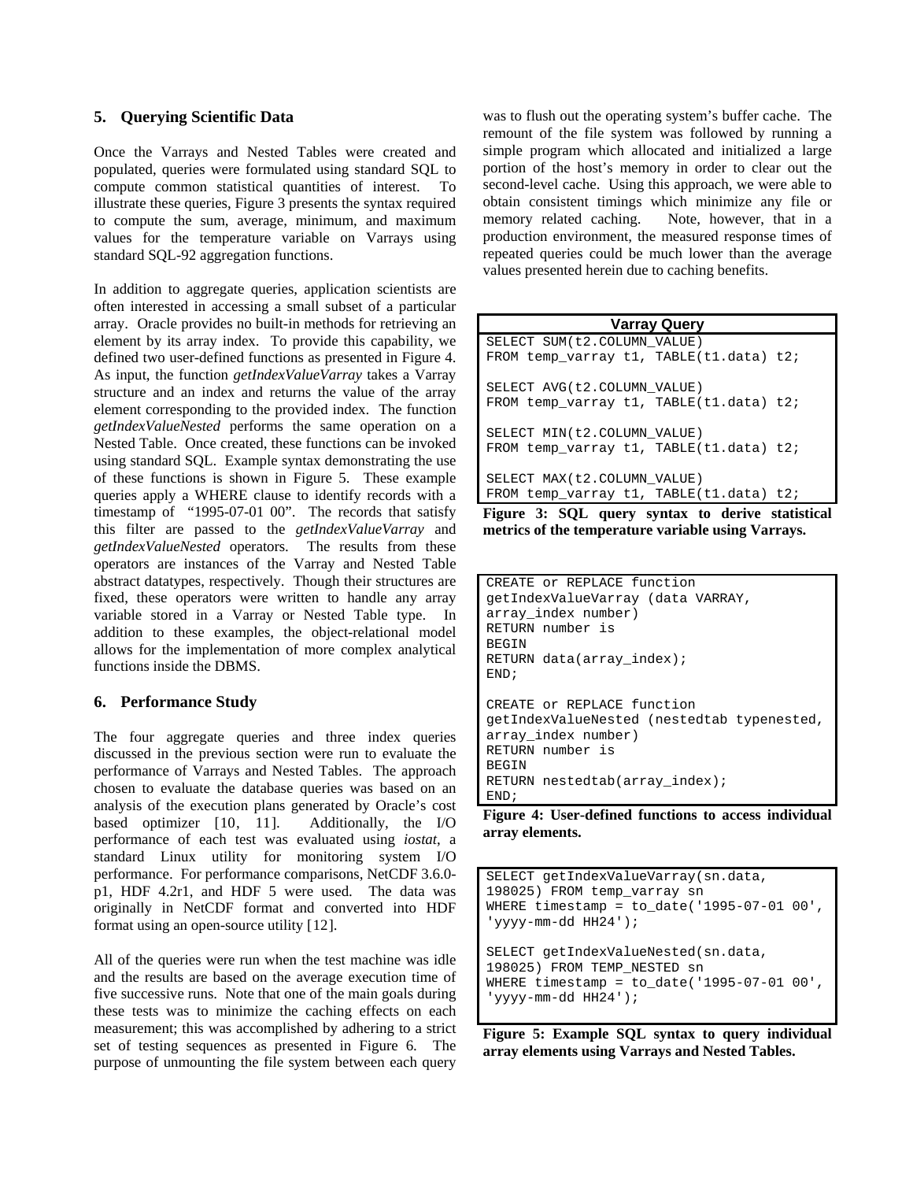## 5. Querying Scientific Data

Once the Varrays and Nested Tables were created and populated, queries were formulated using standard SQL to compute common statistical quantities of interest. To illustrate these queries, Figure 3 presents the syntax required to compute the sum, average, minimum, and maximum values for the temperature variable on Varrays using standard SQL-92 aggregation functions.

In addition to aggregate queries, application scientists are often interested in accessing a small subset of a particular array. Oracle provides no built-in methods for retrieving an element by its array index. To provide this capability, we defined two user-defined functions as presented in Figure 4. As input, the function *getIndexValueVarray* takes a Varray structure and an index and returns the value of the array element corresponding to the provided index. The function *getIndexValueNested* performs the same operation on a Nested Table. Once created, these functions can be invoked using standard SQL. Example syntax demonstrating the use of these functions is shown in Figure 5. These example queries apply a WHERE clause to identify records with a timestamp of "1995-07-01 00". The records that satisfy this filter are passed to the *getIndexValueVarray* and *getIndexValueNested* operators. The results from these operators are instances of the Varray and Nested Table abstract datatypes, respectively. Though their structures are fixed, these operators were written to handle any array variable stored in a Varray or Nested Table type. In addition to these examples, the object-relational model allows for the implementation of more complex analytical functions inside the DBMS.

## 6. Performance Study

The four aggregate queries and three index queries discussed in the previous section were run to evaluate the performance of Varrays and Nested Tables. The approach chosen to evaluate the database queries was based on an analysis of the execution plans generated by Oracle's cost based optimizer [10, 11]. Additionally, the I/O performance of each test was evaluated using *iostat*, a standard Linux utility for monitoring system I/O performance. For performance comparisons, NetCDF 3.6.0-p1, HDF 4.2r1, and HDF 5 were used. The data was originally in NetCDF format and converted into HDF format using an open-source utility [12].

All of the queries were run when the test machine was idle and the results are based on the average execution time of five successive runs. Note that one of the main goals during these tests was to minimize the caching effects on each measurement; this was accomplished by adhering to a strict set of testing sequences as presented in Figure 6. The purpose of unmounting the file system between each query was to flush out the operating system's buffer cache. The remount of the file system was followed by running a simple program which allocated and initialized a large portion of the host's memory in order to clear out the second-level cache. Using this approach, we were able to obtain consistent timings which minimize any file or memory related caching. Note, however, that in a production environment, the measured response times of repeated queries could be much lower than the average values presented herein due to caching benefits.

**Varray Query**

```
SELECT SUM(t2.COLUMN_VALUE)
FROM temp_varray t1, TABLE(t1.data) t2;

SELECT AVG(t2.COLUMN_VALUE)
FROM temp_varray t1, TABLE(t1.data) t2;

SELECT MIN(t2.COLUMN_VALUE)
FROM temp_varray t1, TABLE(t1.data) t2;

SELECT MAX(t2.COLUMN_VALUE)
FROM temp_varray t1, TABLE(t1.data) t2;
```

**Figure 3: SQL query syntax to derive statistical metrics of the temperature variable using Varrays.**

```
CREATE or REPLACE function
getIndexValueVarray (data VARRAY,
array_index number)
RETURN number is
BEGIN
RETURN data(array_index);
END;

CREATE or REPLACE function
getIndexValueNested (nestedtab typenested,
array_index number)
RETURN number is
BEGIN
RETURN nestedtab(array_index);
END;
```

**Figure 4: User-defined functions to access individual array elements.**

```
SELECT getIndexValueVarray(sn.data,
198025) FROM temp_varray sn
WHERE timestamp = to_date('1995-07-01 00',
'yyyy-mm-dd HH24');

SELECT getIndexValueNested(sn.data,
198025) FROM TEMP_NESTED sn
WHERE timestamp = to_date('1995-07-01 00',
'yyyy-mm-dd HH24');
```

**Figure 5: Example SQL syntax to query individual array elements using Varrays and Nested Tables.**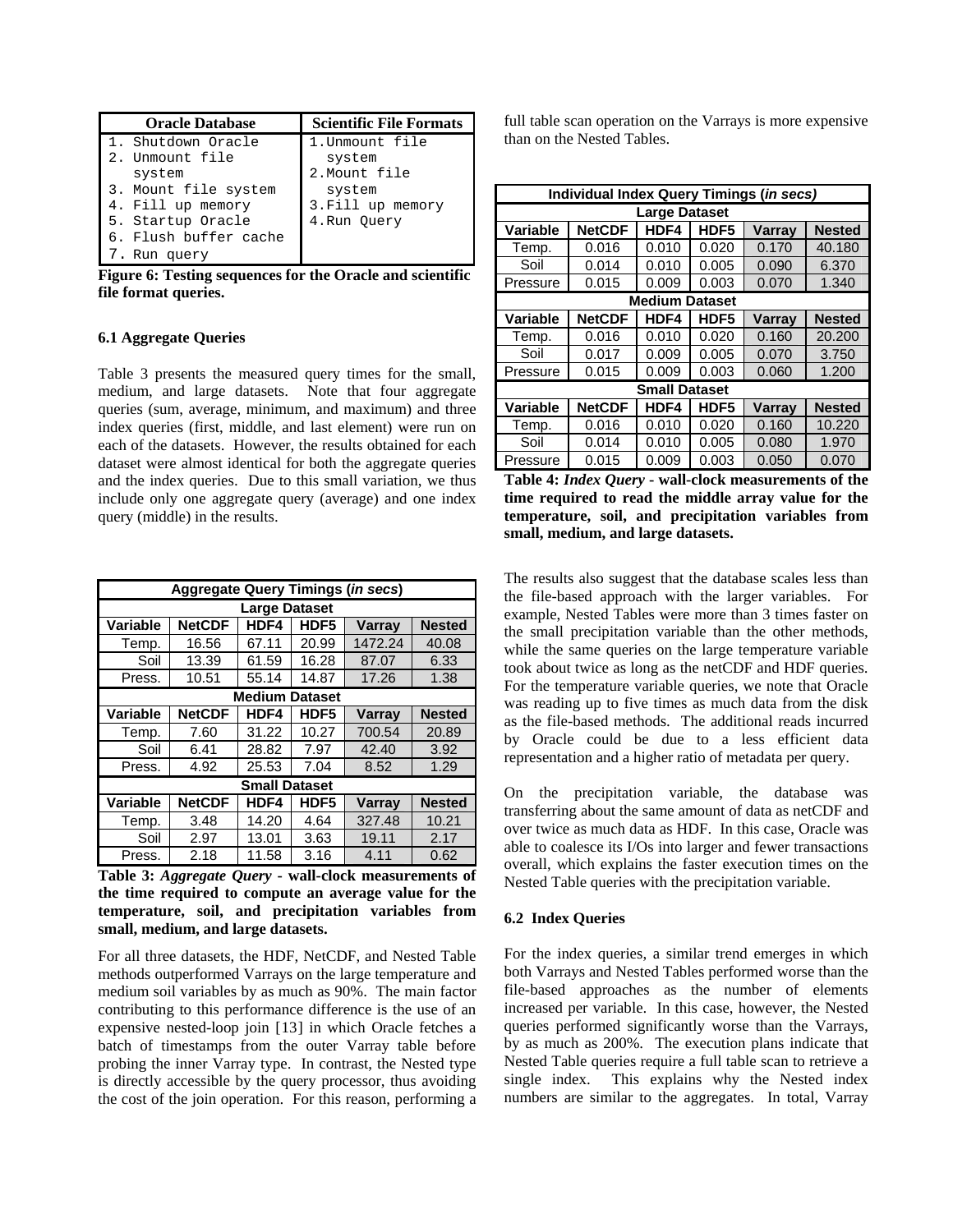| Oracle Database | Scientific File Formats |
| --- | --- |
| 1. Shutdown Oracle<br>2. Unmount file system<br>3. Mount file system<br>4. Fill up memory<br>5. Startup Oracle<br>6. Flush buffer cache<br>7. Run query | 1. Unmount file system<br>2. Mount file system<br>3. Fill up memory<br>4. Run Query |

**Figure 6: Testing sequences for the Oracle and scientific file format queries.**

### 6.1 Aggregate Queries

Table 3 presents the measured query times for the small, medium, and large datasets. Note that four aggregate queries (sum, average, minimum, and maximum) and three index queries (first, middle, and last element) were run on each of the datasets. However, the results obtained for each dataset were almost identical for both the aggregate queries and the index queries. Due to this small variation, we thus include only one aggregate query (average) and one index query (middle) in the results.

| Aggregate Query Timings (*in secs*) | | | | | |
| --- | --- | --- | --- | --- | --- |
| **Large Dataset** | | | | | |
| **Variable** | **NetCDF** | **HDF4** | **HDF5** | **Varray** | **Nested** |
| Temp. | 16.56 | 67.11 | 20.99 | 1472.24 | 40.08 |
| Soil | 13.39 | 61.59 | 16.28 | 87.07 | 6.33 |
| Press. | 10.51 | 55.14 | 14.87 | 17.26 | 1.38 |
| **Medium Dataset** | | | | | |
| **Variable** | **NetCDF** | **HDF4** | **HDF5** | **Varray** | **Nested** |
| Temp. | 7.60 | 31.22 | 10.27 | 700.54 | 20.89 |
| Soil | 6.41 | 28.82 | 7.97 | 42.40 | 3.92 |
| Press. | 4.92 | 25.53 | 7.04 | 8.52 | 1.29 |
| **Small Dataset** | | | | | |
| **Variable** | **NetCDF** | **HDF4** | **HDF5** | **Varray** | **Nested** |
| Temp. | 3.48 | 14.20 | 4.64 | 327.48 | 10.21 |
| Soil | 2.97 | 13.01 | 3.63 | 19.11 | 2.17 |
| Press. | 2.18 | 11.58 | 3.16 | 4.11 | 0.62 |

**Table 3: *Aggregate Query* - wall-clock measurements of the time required to compute an average value for the temperature, soil, and precipitation variables from small, medium, and large datasets.**

For all three datasets, the HDF, NetCDF, and Nested Table methods outperformed Varrays on the large temperature and medium soil variables by as much as 90%. The main factor contributing to this performance difference is the use of an expensive nested-loop join [13] in which Oracle fetches a batch of timestamps from the outer Varray table before probing the inner Varray type. In contrast, the Nested type is directly accessible by the query processor, thus avoiding the cost of the join operation. For this reason, performing a full table scan operation on the Varrays is more expensive than on the Nested Tables.

| Individual Index Query Timings (*in secs)* | | | | | |
| --- | --- | --- | --- | --- | --- |
| **Large Dataset** | | | | | |
| **Variable** | **NetCDF** | **HDF4** | **HDF5** | **Varray** | **Nested** |
| Temp. | 0.016 | 0.010 | 0.020 | 0.170 | 40.180 |
| Soil | 0.014 | 0.010 | 0.005 | 0.090 | 6.370 |
| Pressure | 0.015 | 0.009 | 0.003 | 0.070 | 1.340 |
| **Medium Dataset** | | | | | |
| **Variable** | **NetCDF** | **HDF4** | **HDF5** | **Varray** | **Nested** |
| Temp. | 0.016 | 0.010 | 0.020 | 0.160 | 20.200 |
| Soil | 0.017 | 0.009 | 0.005 | 0.070 | 3.750 |
| Pressure | 0.015 | 0.009 | 0.003 | 0.060 | 1.200 |
| **Small Dataset** | | | | | |
| **Variable** | **NetCDF** | **HDF4** | **HDF5** | **Varray** | **Nested** |
| Temp. | 0.016 | 0.010 | 0.020 | 0.160 | 10.220 |
| Soil | 0.014 | 0.010 | 0.005 | 0.080 | 1.970 |
| Pressure | 0.015 | 0.009 | 0.003 | 0.050 | 0.070 |

**Table 4: *Index Query* - wall-clock measurements of the time required to read the middle array value for the temperature, soil, and precipitation variables from small, medium, and large datasets.**

The results also suggest that the database scales less than the file-based approach with the larger variables. For example, Nested Tables were more than 3 times faster on the small precipitation variable than the other methods, while the same queries on the large temperature variable took about twice as long as the netCDF and HDF queries. For the temperature variable queries, we note that Oracle was reading up to five times as much data from the disk as the file-based methods. The additional reads incurred by Oracle could be due to a less efficient data representation and a higher ratio of metadata per query.

On the precipitation variable, the database was transferring about the same amount of data as netCDF and over twice as much data as HDF. In this case, Oracle was able to coalesce its I/Os into larger and fewer transactions overall, which explains the faster execution times on the Nested Table queries with the precipitation variable.

### 6.2 Index Queries

For the index queries, a similar trend emerges in which both Varrays and Nested Tables performed worse than the file-based approaches as the number of elements increased per variable. In this case, however, the Nested queries performed significantly worse than the Varrays, by as much as 200%. The execution plans indicate that Nested Table queries require a full table scan to retrieve a single index. This explains why the Nested index numbers are similar to the aggregates. In total, Varray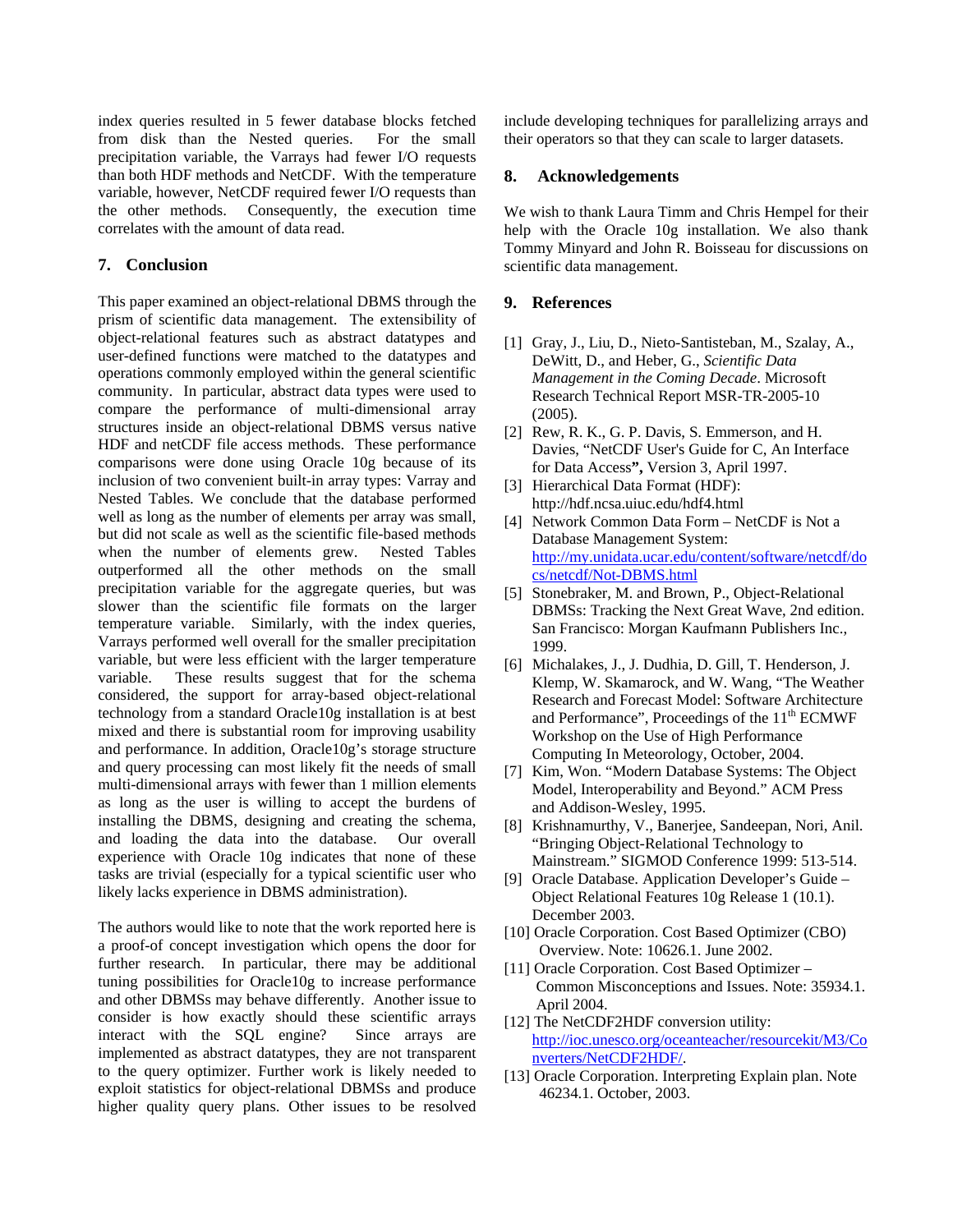index queries resulted in 5 fewer database blocks fetched from disk than the Nested queries. For the small precipitation variable, the Varrays had fewer I/O requests than both HDF methods and NetCDF. With the temperature variable, however, NetCDF required fewer I/O requests than the other methods. Consequently, the execution time correlates with the amount of data read.

## 7. Conclusion

This paper examined an object-relational DBMS through the prism of scientific data management. The extensibility of object-relational features such as abstract datatypes and user-defined functions were matched to the datatypes and operations commonly employed within the general scientific community. In particular, abstract data types were used to compare the performance of multi-dimensional array structures inside an object-relational DBMS versus native HDF and netCDF file access methods. These performance comparisons were done using Oracle 10g because of its inclusion of two convenient built-in array types: Varray and Nested Tables. We conclude that the database performed well as long as the number of elements per array was small, but did not scale as well as the scientific file-based methods when the number of elements grew. Nested Tables outperformed all the other methods on the small precipitation variable for the aggregate queries, but was slower than the scientific file formats on the larger temperature variable. Similarly, with the index queries, Varrays performed well overall for the smaller precipitation variable, but were less efficient with the larger temperature variable. These results suggest that for the schema considered, the support for array-based object-relational technology from a standard Oracle10g installation is at best mixed and there is substantial room for improving usability and performance. In addition, Oracle10g's storage structure and query processing can most likely fit the needs of small multi-dimensional arrays with fewer than 1 million elements as long as the user is willing to accept the burdens of installing the DBMS, designing and creating the schema, and loading the data into the database. Our overall experience with Oracle 10g indicates that none of these tasks are trivial (especially for a typical scientific user who likely lacks experience in DBMS administration).

The authors would like to note that the work reported here is a proof-of concept investigation which opens the door for further research. In particular, there may be additional tuning possibilities for Oracle10g to increase performance and other DBMSs may behave differently. Another issue to consider is how exactly should these scientific arrays interact with the SQL engine? Since arrays are implemented as abstract datatypes, they are not transparent to the query optimizer. Further work is likely needed to exploit statistics for object-relational DBMSs and produce higher quality query plans. Other issues to be resolved include developing techniques for parallelizing arrays and their operators so that they can scale to larger datasets.

## 8. Acknowledgements

We wish to thank Laura Timm and Chris Hempel for their help with the Oracle 10g installation. We also thank Tommy Minyard and John R. Boisseau for discussions on scientific data management.

## 9. References

[1] Gray, J., Liu, D., Nieto-Santisteban, M., Szalay, A., DeWitt, D., and Heber, G., *Scientific Data Management in the Coming Decade*. Microsoft Research Technical Report MSR-TR-2005-10 (2005).

[2] Rew, R. K., G. P. Davis, S. Emmerson, and H. Davies, "NetCDF User's Guide for C, An Interface for Data Access**"**, Version 3, April 1997.

[3] Hierarchical Data Format (HDF): http://hdf.ncsa.uiuc.edu/hdf4.html

[4] Network Common Data Form – NetCDF is Not a Database Management System: http://my.unidata.ucar.edu/content/software/netcdf/docs/netcdf/Not-DBMS.html

[5] Stonebraker, M. and Brown, P., Object-Relational DBMSs: Tracking the Next Great Wave, 2nd edition. San Francisco: Morgan Kaufmann Publishers Inc., 1999.

[6] Michalakes, J., J. Dudhia, D. Gill, T. Henderson, J. Klemp, W. Skamarock, and W. Wang, "The Weather Research and Forecast Model: Software Architecture and Performance", Proceedings of the 11th ECMWF Workshop on the Use of High Performance Computing In Meteorology, October, 2004.

[7] Kim, Won. "Modern Database Systems: The Object Model, Interoperability and Beyond." ACM Press and Addison-Wesley, 1995.

[8] Krishnamurthy, V., Banerjee, Sandeepan, Nori, Anil. "Bringing Object-Relational Technology to Mainstream." SIGMOD Conference 1999: 513-514.

[9] Oracle Database. Application Developer's Guide – Object Relational Features 10g Release 1 (10.1). December 2003.

[10] Oracle Corporation. Cost Based Optimizer (CBO) Overview. Note: 10626.1. June 2002.

[11] Oracle Corporation. Cost Based Optimizer – Common Misconceptions and Issues. Note: 35934.1. April 2004.

[12] The NetCDF2HDF conversion utility: http://ioc.unesco.org/oceanteacher/resourcekit/M3/Converters/NetCDF2HDF/.

[13] Oracle Corporation. Interpreting Explain plan. Note 46234.1. October, 2003.